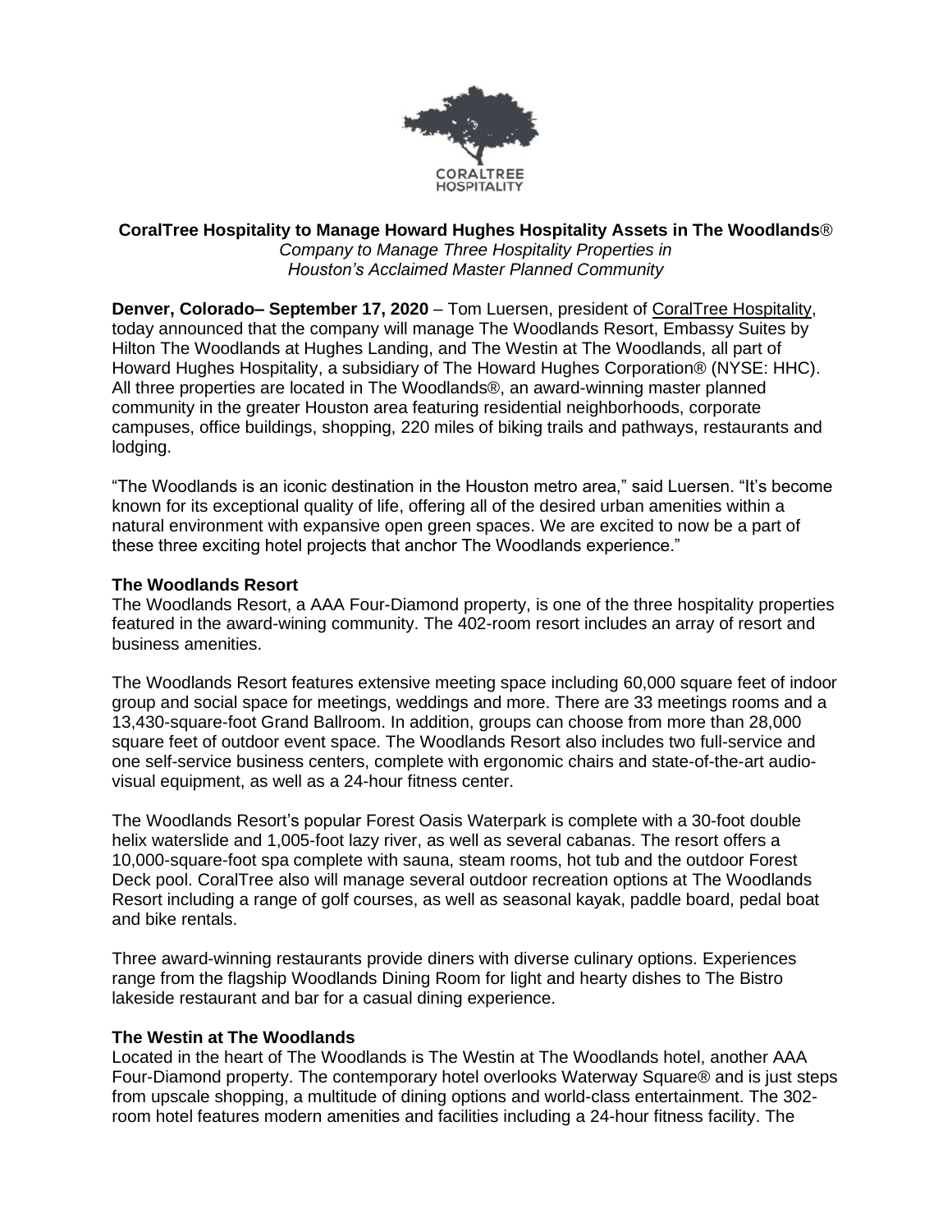CORALTREE
HOSPITALITY

**CoralTree Hospitality to Manage Howard Hughes Hospitality Assets in The Woodlands®**
*Company to Manage Three Hospitality Properties in*
*Houston's Acclaimed Master Planned Community*

**Denver, Colorado– September 17, 2020** – Tom Luersen, president of CoralTree Hospitality, today announced that the company will manage The Woodlands Resort, Embassy Suites by Hilton The Woodlands at Hughes Landing, and The Westin at The Woodlands, all part of Howard Hughes Hospitality, a subsidiary of The Howard Hughes Corporation® (NYSE: HHC). All three properties are located in The Woodlands®, an award-winning master planned community in the greater Houston area featuring residential neighborhoods, corporate campuses, office buildings, shopping, 220 miles of biking trails and pathways, restaurants and lodging.

"The Woodlands is an iconic destination in the Houston metro area," said Luersen. "It's become known for its exceptional quality of life, offering all of the desired urban amenities within a natural environment with expansive open green spaces. We are excited to now be a part of these three exciting hotel projects that anchor The Woodlands experience."

**The Woodlands Resort**
The Woodlands Resort, a AAA Four-Diamond property, is one of the three hospitality properties featured in the award-wining community. The 402-room resort includes an array of resort and business amenities.

The Woodlands Resort features extensive meeting space including 60,000 square feet of indoor group and social space for meetings, weddings and more. There are 33 meetings rooms and a 13,430-square-foot Grand Ballroom. In addition, groups can choose from more than 28,000 square feet of outdoor event space. The Woodlands Resort also includes two full-service and one self-service business centers, complete with ergonomic chairs and state-of-the-art audio-visual equipment, as well as a 24-hour fitness center.

The Woodlands Resort's popular Forest Oasis Waterpark is complete with a 30-foot double helix waterslide and 1,005-foot lazy river, as well as several cabanas. The resort offers a 10,000-square-foot spa complete with sauna, steam rooms, hot tub and the outdoor Forest Deck pool. CoralTree also will manage several outdoor recreation options at The Woodlands Resort including a range of golf courses, as well as seasonal kayak, paddle board, pedal boat and bike rentals.

Three award-winning restaurants provide diners with diverse culinary options. Experiences range from the flagship Woodlands Dining Room for light and hearty dishes to The Bistro lakeside restaurant and bar for a casual dining experience.

**The Westin at The Woodlands**
Located in the heart of The Woodlands is The Westin at The Woodlands hotel, another AAA Four-Diamond property. The contemporary hotel overlooks Waterway Square® and is just steps from upscale shopping, a multitude of dining options and world-class entertainment. The 302-room hotel features modern amenities and facilities including a 24-hour fitness facility. The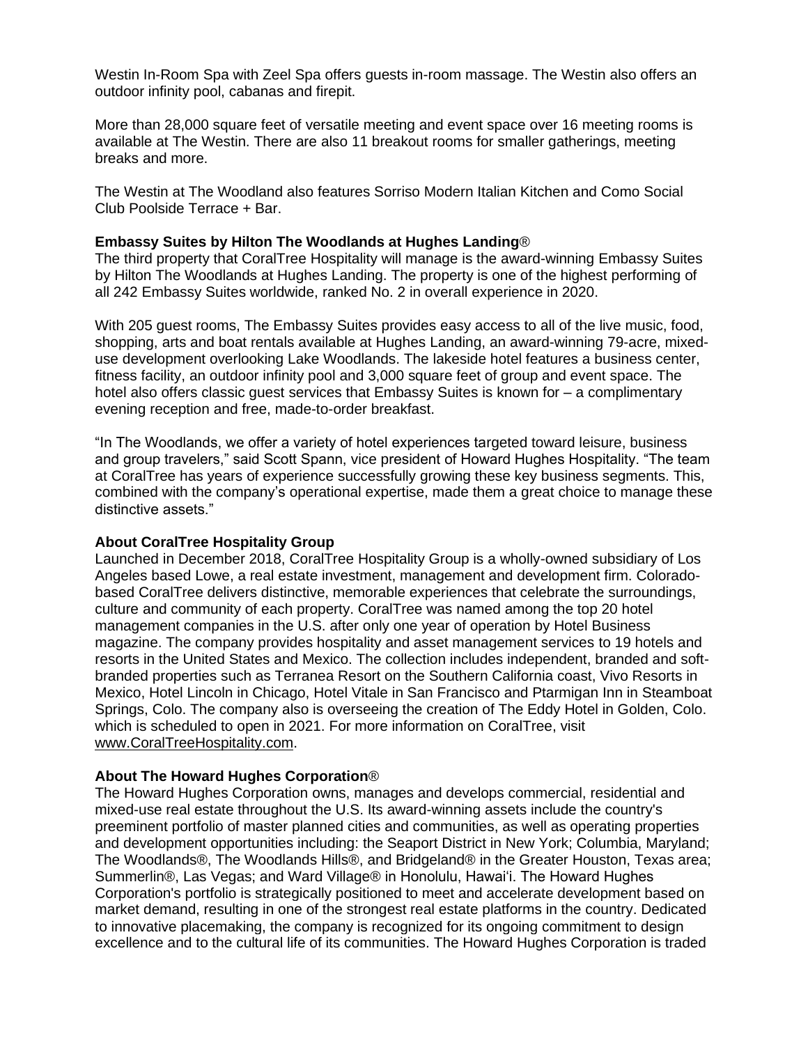Westin In-Room Spa with Zeel Spa offers guests in-room massage. The Westin also offers an outdoor infinity pool, cabanas and firepit.

More than 28,000 square feet of versatile meeting and event space over 16 meeting rooms is available at The Westin. There are also 11 breakout rooms for smaller gatherings, meeting breaks and more.

The Westin at The Woodland also features Sorriso Modern Italian Kitchen and Como Social Club Poolside Terrace + Bar.

**Embassy Suites by Hilton The Woodlands at Hughes Landing**®

The third property that CoralTree Hospitality will manage is the award-winning Embassy Suites by Hilton The Woodlands at Hughes Landing. The property is one of the highest performing of all 242 Embassy Suites worldwide, ranked No. 2 in overall experience in 2020.

With 205 guest rooms, The Embassy Suites provides easy access to all of the live music, food, shopping, arts and boat rentals available at Hughes Landing, an award-winning 79-acre, mixed-use development overlooking Lake Woodlands. The lakeside hotel features a business center, fitness facility, an outdoor infinity pool and 3,000 square feet of group and event space. The hotel also offers classic guest services that Embassy Suites is known for – a complimentary evening reception and free, made-to-order breakfast.

"In The Woodlands, we offer a variety of hotel experiences targeted toward leisure, business and group travelers," said Scott Spann, vice president of Howard Hughes Hospitality. "The team at CoralTree has years of experience successfully growing these key business segments. This, combined with the company's operational expertise, made them a great choice to manage these distinctive assets."

**About CoralTree Hospitality Group**

Launched in December 2018, CoralTree Hospitality Group is a wholly-owned subsidiary of Los Angeles based Lowe, a real estate investment, management and development firm. Colorado-based CoralTree delivers distinctive, memorable experiences that celebrate the surroundings, culture and community of each property. CoralTree was named among the top 20 hotel management companies in the U.S. after only one year of operation by Hotel Business magazine. The company provides hospitality and asset management services to 19 hotels and resorts in the United States and Mexico. The collection includes independent, branded and soft-branded properties such as Terranea Resort on the Southern California coast, Vivo Resorts in Mexico, Hotel Lincoln in Chicago, Hotel Vitale in San Francisco and Ptarmigan Inn in Steamboat Springs, Colo. The company also is overseeing the creation of The Eddy Hotel in Golden, Colo. which is scheduled to open in 2021. For more information on CoralTree, visit www.CoralTreeHospitality.com.

**About The Howard Hughes Corporation**®

The Howard Hughes Corporation owns, manages and develops commercial, residential and mixed-use real estate throughout the U.S. Its award-winning assets include the country's preeminent portfolio of master planned cities and communities, as well as operating properties and development opportunities including: the Seaport District in New York; Columbia, Maryland; The Woodlands®, The Woodlands Hills®, and Bridgeland® in the Greater Houston, Texas area; Summerlin®, Las Vegas; and Ward Village® in Honolulu, Hawaiʻi. The Howard Hughes Corporation's portfolio is strategically positioned to meet and accelerate development based on market demand, resulting in one of the strongest real estate platforms in the country. Dedicated to innovative placemaking, the company is recognized for its ongoing commitment to design excellence and to the cultural life of its communities. The Howard Hughes Corporation is traded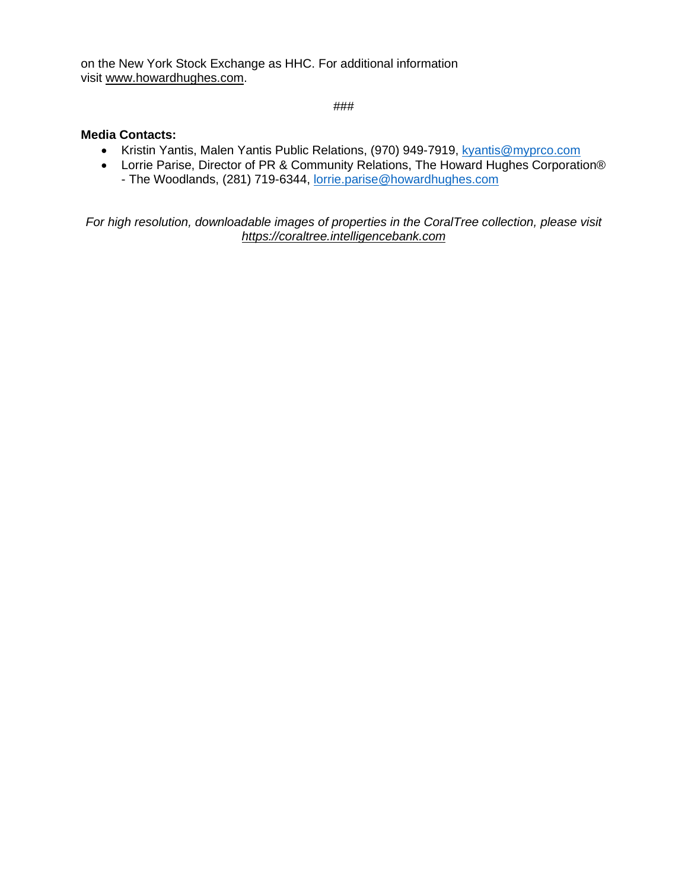on the New York Stock Exchange as HHC. For additional information visit www.howardhughes.com.

###

**Media Contacts:**

- Kristin Yantis, Malen Yantis Public Relations, (970) 949-7919, kyantis@myprco.com
- Lorrie Parise, Director of PR & Community Relations, The Howard Hughes Corporation® - The Woodlands, (281) 719-6344, lorrie.parise@howardhughes.com

*For high resolution, downloadable images of properties in the CoralTree collection, please visit https://coraltree.intelligencebank.com*